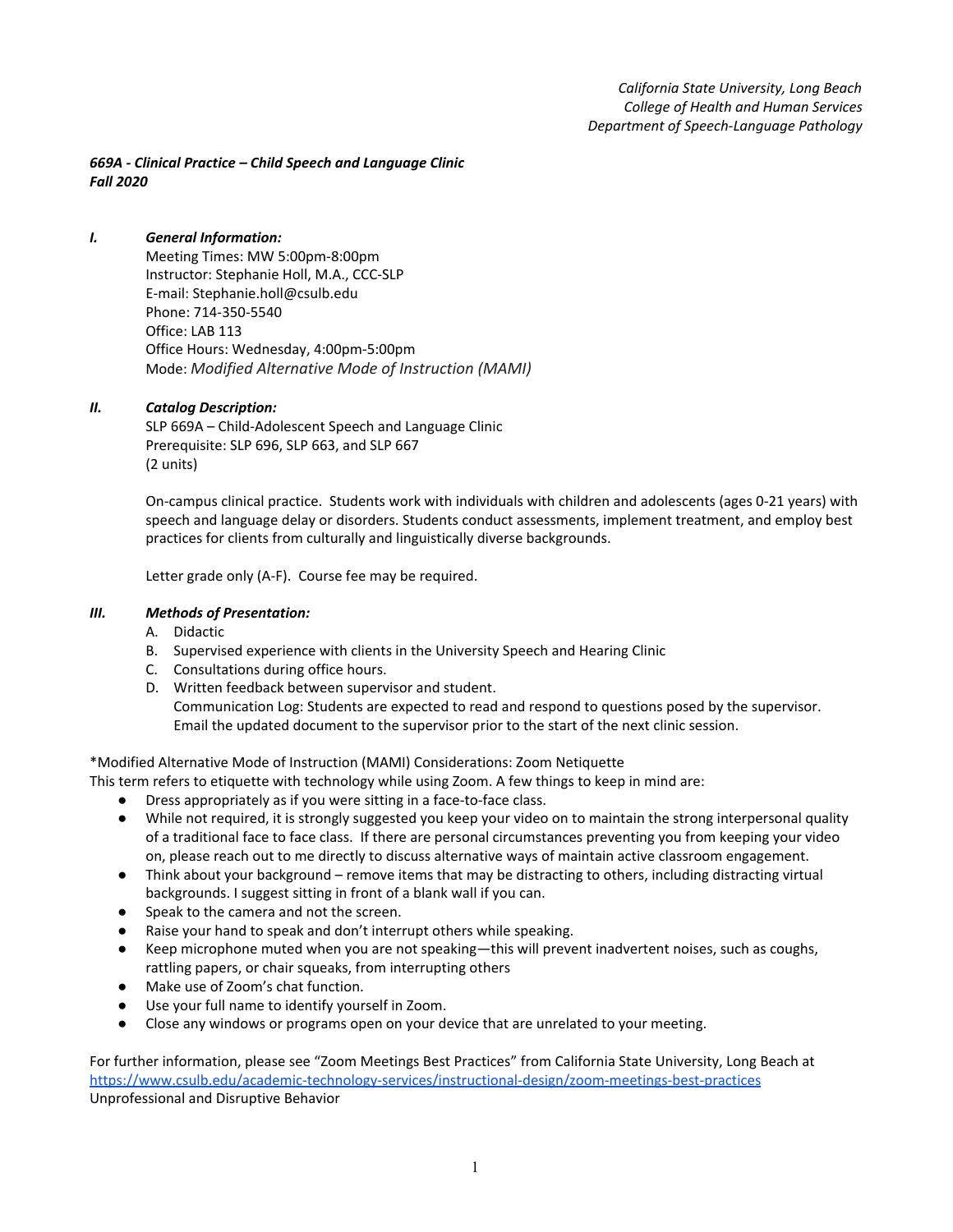*California State University, Long Beach*
*College of Health and Human Services*
*Department of Speech-Language Pathology*

***669A - Clinical Practice – Child Speech and Language Clinic***
***Fall 2020***

## *I. General Information:*

Meeting Times: MW 5:00pm-8:00pm
Instructor: Stephanie Holl, M.A., CCC-SLP
E-mail: Stephanie.holl@csulb.edu
Phone: 714-350-5540
Office: LAB 113
Office Hours: Wednesday, 4:00pm-5:00pm
Mode: *Modified Alternative Mode of Instruction (MAMI)*

## *II. Catalog Description:*

SLP 669A – Child-Adolescent Speech and Language Clinic
Prerequisite: SLP 696, SLP 663, and SLP 667
(2 units)

On-campus clinical practice. Students work with individuals with children and adolescents (ages 0-21 years) with speech and language delay or disorders. Students conduct assessments, implement treatment, and employ best practices for clients from culturally and linguistically diverse backgrounds.

Letter grade only (A-F). Course fee may be required.

## *III. Methods of Presentation:*

A. Didactic
B. Supervised experience with clients in the University Speech and Hearing Clinic
C. Consultations during office hours.
D. Written feedback between supervisor and student.
Communication Log: Students are expected to read and respond to questions posed by the supervisor. Email the updated document to the supervisor prior to the start of the next clinic session.

*Modified Alternative Mode of Instruction (MAMI) Considerations: Zoom Netiquette
This term refers to etiquette with technology while using Zoom. A few things to keep in mind are:

- Dress appropriately as if you were sitting in a face-to-face class.
- While not required, it is strongly suggested you keep your video on to maintain the strong interpersonal quality of a traditional face to face class. If there are personal circumstances preventing you from keeping your video on, please reach out to me directly to discuss alternative ways of maintain active classroom engagement.
- Think about your background – remove items that may be distracting to others, including distracting virtual backgrounds. I suggest sitting in front of a blank wall if you can.
- Speak to the camera and not the screen.
- Raise your hand to speak and don't interrupt others while speaking.
- Keep microphone muted when you are not speaking—this will prevent inadvertent noises, such as coughs, rattling papers, or chair squeaks, from interrupting others
- Make use of Zoom's chat function.
- Use your full name to identify yourself in Zoom.
- Close any windows or programs open on your device that are unrelated to your meeting.

For further information, please see "Zoom Meetings Best Practices" from California State University, Long Beach at https://www.csulb.edu/academic-technology-services/instructional-design/zoom-meetings-best-practices
Unprofessional and Disruptive Behavior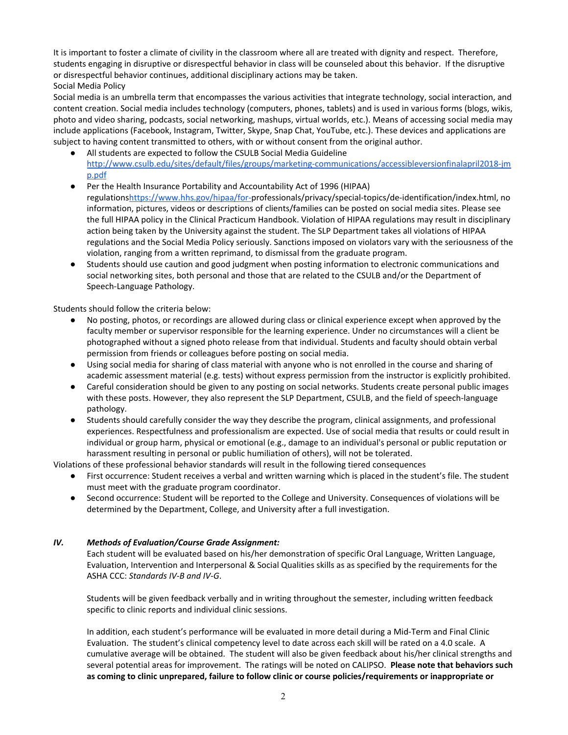It is important to foster a climate of civility in the classroom where all are treated with dignity and respect. Therefore, students engaging in disruptive or disrespectful behavior in class will be counseled about this behavior. If the disruptive or disrespectful behavior continues, additional disciplinary actions may be taken.

Social Media Policy

Social media is an umbrella term that encompasses the various activities that integrate technology, social interaction, and content creation. Social media includes technology (computers, phones, tablets) and is used in various forms (blogs, wikis, photo and video sharing, podcasts, social networking, mashups, virtual worlds, etc.). Means of accessing social media may include applications (Facebook, Instagram, Twitter, Skype, Snap Chat, YouTube, etc.). These devices and applications are subject to having content transmitted to others, with or without consent from the original author.

- All students are expected to follow the CSULB Social Media Guideline http://www.csulb.edu/sites/default/files/groups/marketing-communications/accessibleversionfinalapril2018-jmp.pdf
- Per the Health Insurance Portability and Accountability Act of 1996 (HIPAA) regulationshttps://www.hhs.gov/hipaa/for-professionals/privacy/special-topics/de-identification/index.html, no information, pictures, videos or descriptions of clients/families can be posted on social media sites. Please see the full HIPAA policy in the Clinical Practicum Handbook. Violation of HIPAA regulations may result in disciplinary action being taken by the University against the student. The SLP Department takes all violations of HIPAA regulations and the Social Media Policy seriously. Sanctions imposed on violators vary with the seriousness of the violation, ranging from a written reprimand, to dismissal from the graduate program.
- Students should use caution and good judgment when posting information to electronic communications and social networking sites, both personal and those that are related to the CSULB and/or the Department of Speech-Language Pathology.

Students should follow the criteria below:

- No posting, photos, or recordings are allowed during class or clinical experience except when approved by the faculty member or supervisor responsible for the learning experience. Under no circumstances will a client be photographed without a signed photo release from that individual. Students and faculty should obtain verbal permission from friends or colleagues before posting on social media.
- Using social media for sharing of class material with anyone who is not enrolled in the course and sharing of academic assessment material (e.g. tests) without express permission from the instructor is explicitly prohibited.
- Careful consideration should be given to any posting on social networks. Students create personal public images with these posts. However, they also represent the SLP Department, CSULB, and the field of speech-language pathology.
- Students should carefully consider the way they describe the program, clinical assignments, and professional experiences. Respectfulness and professionalism are expected. Use of social media that results or could result in individual or group harm, physical or emotional (e.g., damage to an individual's personal or public reputation or harassment resulting in personal or public humiliation of others), will not be tolerated.

Violations of these professional behavior standards will result in the following tiered consequences

- First occurrence: Student receives a verbal and written warning which is placed in the student's file. The student must meet with the graduate program coordinator.
- Second occurrence: Student will be reported to the College and University. Consequences of violations will be determined by the Department, College, and University after a full investigation.

### *IV. Methods of Evaluation/Course Grade Assignment:*

Each student will be evaluated based on his/her demonstration of specific Oral Language, Written Language, Evaluation, Intervention and Interpersonal & Social Qualities skills as as specified by the requirements for the ASHA CCC: *Standards IV-B and IV-G*.

Students will be given feedback verbally and in writing throughout the semester, including written feedback specific to clinic reports and individual clinic sessions.

In addition, each student's performance will be evaluated in more detail during a Mid-Term and Final Clinic Evaluation. The student's clinical competency level to date across each skill will be rated on a 4.0 scale. A cumulative average will be obtained. The student will also be given feedback about his/her clinical strengths and several potential areas for improvement. The ratings will be noted on CALIPSO. **Please note that behaviors such as coming to clinic unprepared, failure to follow clinic or course policies/requirements or inappropriate or**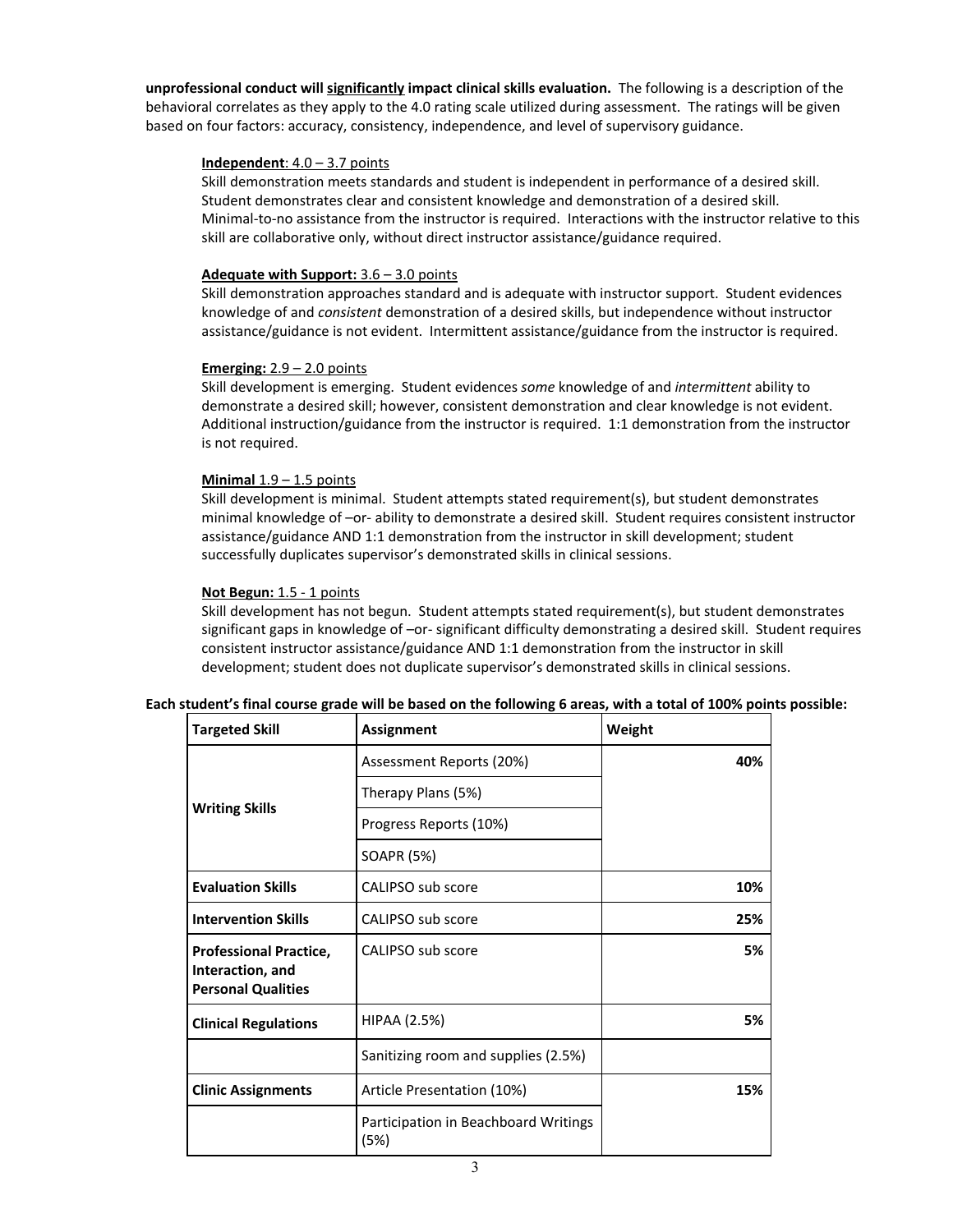**unprofessional conduct will <u>significantly</u> impact clinical skills evaluation.** The following is a description of the behavioral correlates as they apply to the 4.0 rating scale utilized during assessment. The ratings will be given based on four factors: accuracy, consistency, independence, and level of supervisory guidance.

<u>**Independent**: 4.0 – 3.7 points</u>
Skill demonstration meets standards and student is independent in performance of a desired skill. Student demonstrates clear and consistent knowledge and demonstration of a desired skill. Minimal-to-no assistance from the instructor is required. Interactions with the instructor relative to this skill are collaborative only, without direct instructor assistance/guidance required.

<u>**Adequate with Support:** 3.6 – 3.0 points</u>
Skill demonstration approaches standard and is adequate with instructor support. Student evidences knowledge of and *consistent* demonstration of a desired skills, but independence without instructor assistance/guidance is not evident. Intermittent assistance/guidance from the instructor is required.

<u>**Emerging:** 2.9 – 2.0 points</u>
Skill development is emerging. Student evidences *some* knowledge of and *intermittent* ability to demonstrate a desired skill; however, consistent demonstration and clear knowledge is not evident. Additional instruction/guidance from the instructor is required. 1:1 demonstration from the instructor is not required.

<u>**Minimal** 1.9 – 1.5 points</u>
Skill development is minimal. Student attempts stated requirement(s), but student demonstrates minimal knowledge of –or- ability to demonstrate a desired skill. Student requires consistent instructor assistance/guidance AND 1:1 demonstration from the instructor in skill development; student successfully duplicates supervisor's demonstrated skills in clinical sessions.

<u>**Not Begun:** 1.5 - 1 points</u>
Skill development has not begun. Student attempts stated requirement(s), but student demonstrates significant gaps in knowledge of –or- significant difficulty demonstrating a desired skill. Student requires consistent instructor assistance/guidance AND 1:1 demonstration from the instructor in skill development; student does not duplicate supervisor's demonstrated skills in clinical sessions.

**Each student's final course grade will be based on the following 6 areas, with a total of 100% points possible:**

| Targeted Skill | Assignment | Weight |
|---|---|---|
| **Writing Skills** | Assessment Reports (20%) | **40%** |
| | Therapy Plans (5%) | |
| | Progress Reports (10%) | |
| | SOAPR (5%) | |
| **Evaluation Skills** | CALIPSO sub score | **10%** |
| **Intervention Skills** | CALIPSO sub score | **25%** |
| **Professional Practice, Interaction, and Personal Qualities** | CALIPSO sub score | **5%** |
| **Clinical Regulations** | HIPAA (2.5%) | **5%** |
| | Sanitizing room and supplies (2.5%) | |
| **Clinic Assignments** | Article Presentation (10%) | **15%** |
| | Participation in Beachboard Writings (5%) | |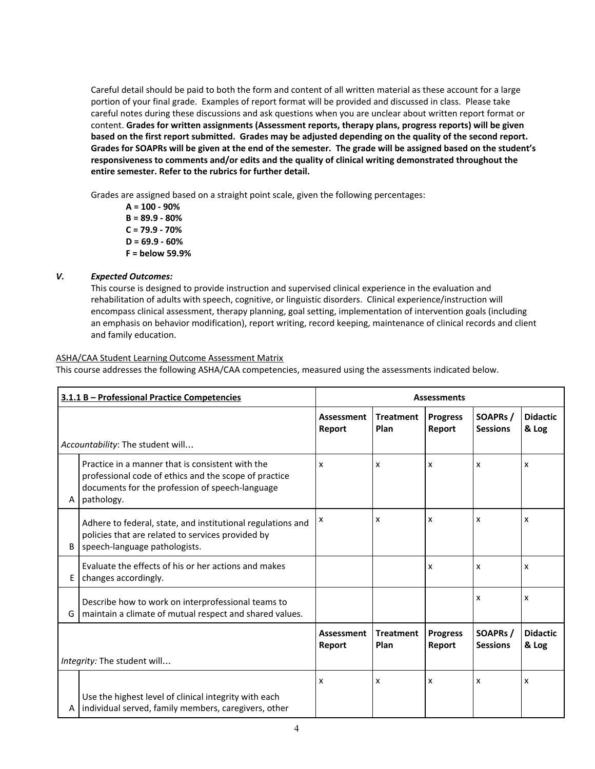Careful detail should be paid to both the form and content of all written material as these account for a large portion of your final grade. Examples of report format will be provided and discussed in class. Please take careful notes during these discussions and ask questions when you are unclear about written report format or content. **Grades for written assignments (Assessment reports, therapy plans, progress reports) will be given based on the first report submitted. Grades may be adjusted depending on the quality of the second report. Grades for SOAPRs will be given at the end of the semester. The grade will be assigned based on the student's responsiveness to comments and/or edits and the quality of clinical writing demonstrated throughout the entire semester. Refer to the rubrics for further detail.**

Grades are assigned based on a straight point scale, given the following percentages:

**A = 100 - 90%**
**B = 89.9 - 80%**
**C = 79.9 - 70%**
**D = 69.9 - 60%**
**F = below 59.9%**

## V. *Expected Outcomes:*

This course is designed to provide instruction and supervised clinical experience in the evaluation and rehabilitation of adults with speech, cognitive, or linguistic disorders. Clinical experience/instruction will encompass clinical assessment, therapy planning, goal setting, implementation of intervention goals (including an emphasis on behavior modification), report writing, record keeping, maintenance of clinical records and client and family education.

ASHA/CAA Student Learning Outcome Assessment Matrix

This course addresses the following ASHA/CAA competencies, measured using the assessments indicated below.

| **3.1.1 B – Professional Practice Competencies** | | **Assessments** | | | | |
|---|---|---|---|---|---|---|
| *Accountability*: The student will… | | **Assessment Report** | **Treatment Plan** | **Progress Report** | **SOAPRs / Sessions** | **Didactic & Log** |
| A | Practice in a manner that is consistent with the professional code of ethics and the scope of practice documents for the profession of speech-language pathology. | x | x | x | x | x |
| B | Adhere to federal, state, and institutional regulations and policies that are related to services provided by speech-language pathologists. | x | x | x | x | x |
| E | Evaluate the effects of his or her actions and makes changes accordingly. | | | x | x | x |
| G | Describe how to work on interprofessional teams to maintain a climate of mutual respect and shared values. | | | | x | x |
| *Integrity:* The student will… | | **Assessment Report** | **Treatment Plan** | **Progress Report** | **SOAPRs / Sessions** | **Didactic & Log** |
| A | Use the highest level of clinical integrity with each individual served, family members, caregivers, other | x | x | x | x | x |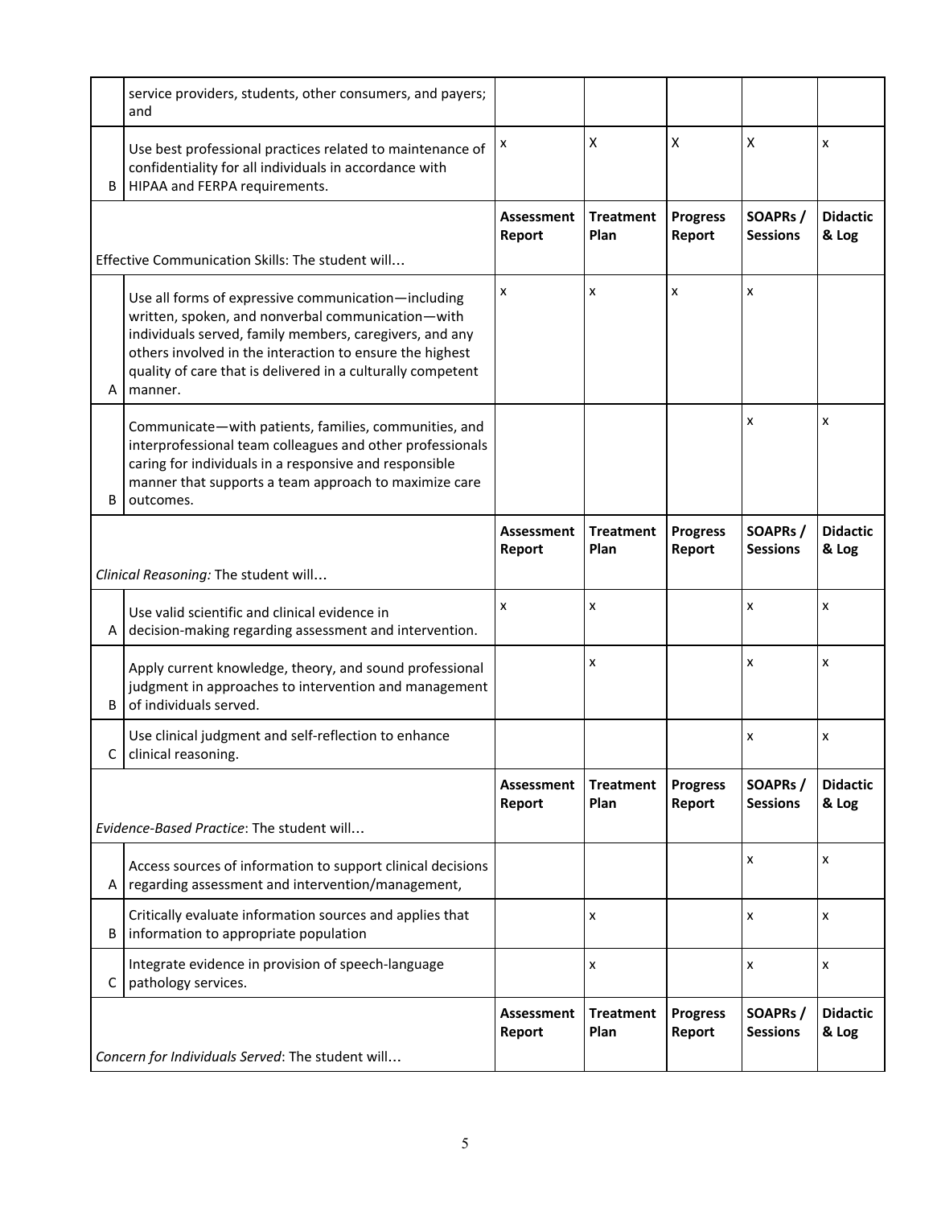| | | Assessment Report | Treatment Plan | Progress Report | SOAPRs / Sessions | Didactic & Log |
|---|---|---|---|---|---|---|
| | service providers, students, other consumers, and payers; and | | | | | |
| B | Use best professional practices related to maintenance of confidentiality for all individuals in accordance with HIPAA and FERPA requirements. | x | X | X | X | x |
| | **Effective Communication Skills: The student will…** | **Assessment Report** | **Treatment Plan** | **Progress Report** | **SOAPRs / Sessions** | **Didactic & Log** |
| A | Use all forms of expressive communication—including written, spoken, and nonverbal communication—with individuals served, family members, caregivers, and any others involved in the interaction to ensure the highest quality of care that is delivered in a culturally competent manner. | x | x | x | x | |
| B | Communicate—with patients, families, communities, and interprofessional team colleagues and other professionals caring for individuals in a responsive and responsible manner that supports a team approach to maximize care outcomes. | | | | x | x |
| | *Clinical Reasoning:* The student will… | **Assessment Report** | **Treatment Plan** | **Progress Report** | **SOAPRs / Sessions** | **Didactic & Log** |
| A | Use valid scientific and clinical evidence in decision-making regarding assessment and intervention. | x | x | | x | x |
| B | Apply current knowledge, theory, and sound professional judgment in approaches to intervention and management of individuals served. | | x | | x | x |
| C | Use clinical judgment and self-reflection to enhance clinical reasoning. | | | | x | x |
| | *Evidence-Based Practice*: The student will… | **Assessment Report** | **Treatment Plan** | **Progress Report** | **SOAPRs / Sessions** | **Didactic & Log** |
| A | Access sources of information to support clinical decisions regarding assessment and intervention/management, | | | | x | x |
| B | Critically evaluate information sources and applies that information to appropriate population | | x | | x | x |
| C | Integrate evidence in provision of speech-language pathology services. | | x | | x | x |
| | *Concern for Individuals Served*: The student will… | **Assessment Report** | **Treatment Plan** | **Progress Report** | **SOAPRs / Sessions** | **Didactic & Log** |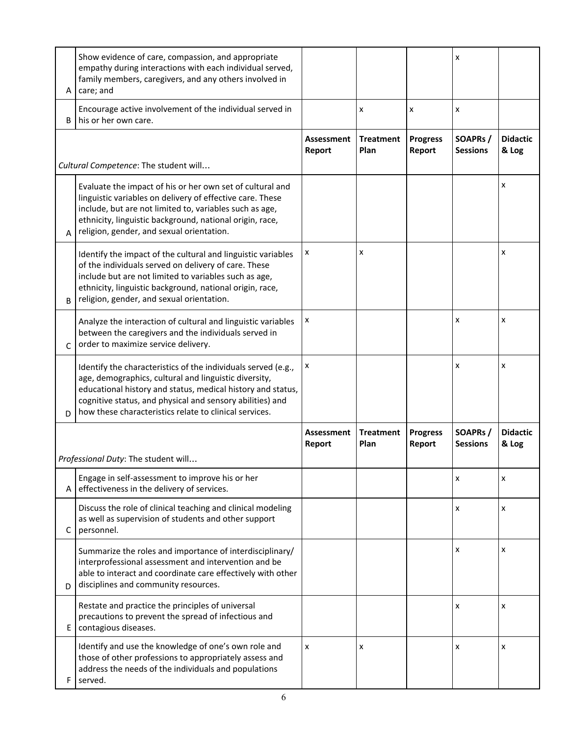| | | Assessment Report | Treatment Plan | Progress Report | SOAPRs / Sessions | Didactic & Log |
|---|---|---|---|---|---|---|
| A | Show evidence of care, compassion, and appropriate empathy during interactions with each individual served, family members, caregivers, and any others involved in care; and | | | | x | |
| B | Encourage active involvement of the individual served in his or her own care. | | x | x | x | |

| *Cultural Competence*: The student will… | | Assessment Report | Treatment Plan | Progress Report | SOAPRs / Sessions | Didactic & Log |
|---|---|---|---|---|---|---|
| A | Evaluate the impact of his or her own set of cultural and linguistic variables on delivery of effective care. These include, but are not limited to, variables such as age, ethnicity, linguistic background, national origin, race, religion, gender, and sexual orientation. | | | | | x |
| B | Identify the impact of the cultural and linguistic variables of the individuals served on delivery of care. These include but are not limited to variables such as age, ethnicity, linguistic background, national origin, race, religion, gender, and sexual orientation. | x | x | | | x |
| C | Analyze the interaction of cultural and linguistic variables between the caregivers and the individuals served in order to maximize service delivery. | x | | | x | x |
| D | Identify the characteristics of the individuals served (e.g., age, demographics, cultural and linguistic diversity, educational history and status, medical history and status, cognitive status, and physical and sensory abilities) and how these characteristics relate to clinical services. | x | | | x | x |

| *Professional Duty*: The student will… | | Assessment Report | Treatment Plan | Progress Report | SOAPRs / Sessions | Didactic & Log |
|---|---|---|---|---|---|---|
| A | Engage in self-assessment to improve his or her effectiveness in the delivery of services. | | | | x | x |
| C | Discuss the role of clinical teaching and clinical modeling as well as supervision of students and other support personnel. | | | | x | x |
| D | Summarize the roles and importance of interdisciplinary/ interprofessional assessment and intervention and be able to interact and coordinate care effectively with other disciplines and community resources. | | | | x | x |
| E | Restate and practice the principles of universal precautions to prevent the spread of infectious and contagious diseases. | | | | x | x |
| F | Identify and use the knowledge of one's own role and those of other professions to appropriately assess and address the needs of the individuals and populations served. | x | x | | x | x |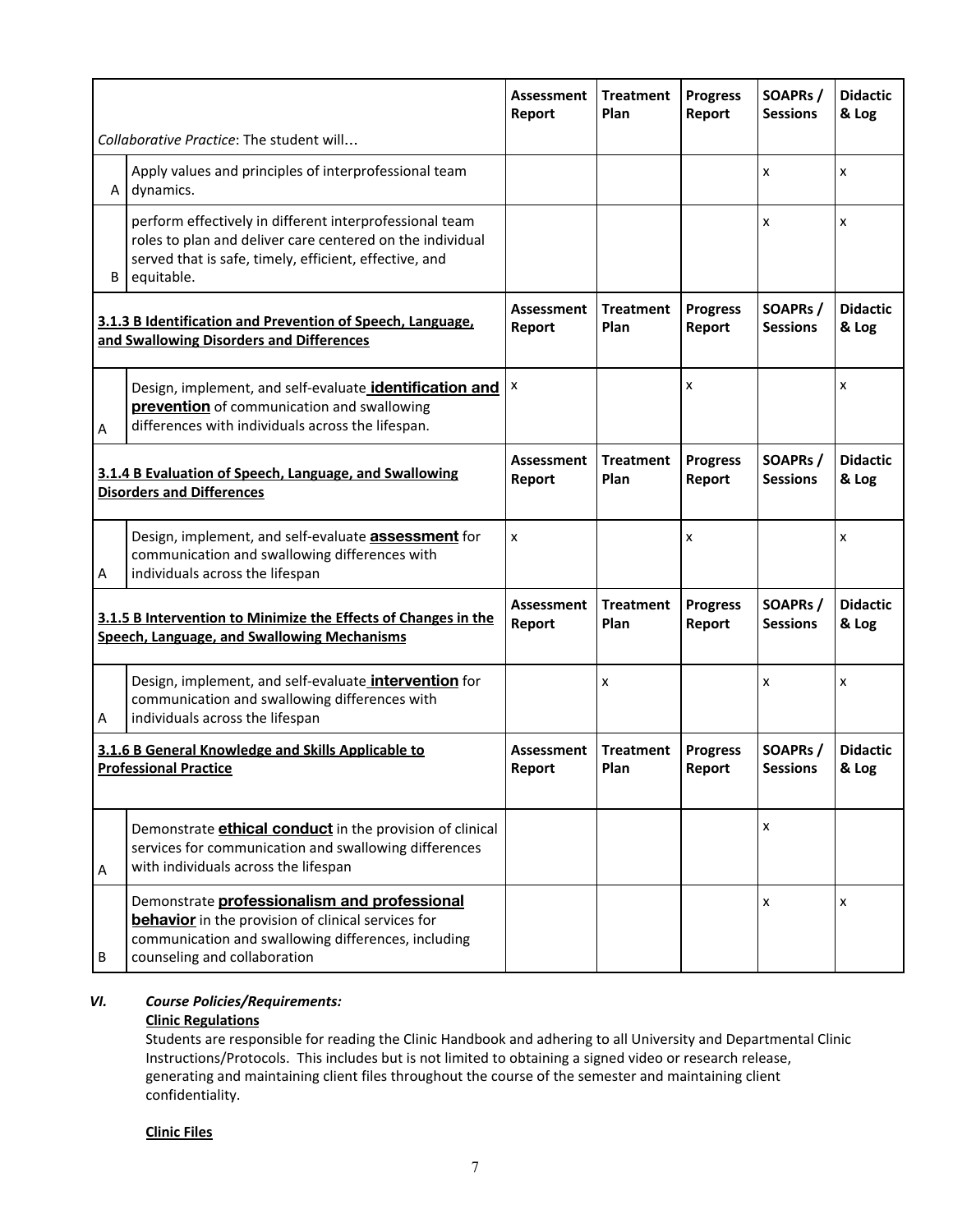| | *Collaborative Practice*: The student will… | Assessment Report | Treatment Plan | Progress Report | SOAPRs / Sessions | Didactic & Log |
|---|---|---|---|---|---|---|
| A | Apply values and principles of interprofessional team dynamics. | | | | x | x |
| B | perform effectively in different interprofessional team roles to plan and deliver care centered on the individual served that is safe, timely, efficient, effective, and equitable. | | | | x | x |
| | **3.1.3 B Identification and Prevention of Speech, Language, and Swallowing Disorders and Differences** | **Assessment Report** | **Treatment Plan** | **Progress Report** | **SOAPRs / Sessions** | **Didactic & Log** |
| A | Design, implement, and self-evaluate **identification and prevention** of communication and swallowing differences with individuals across the lifespan. | x | | x | | x |
| | **3.1.4 B Evaluation of Speech, Language, and Swallowing Disorders and Differences** | **Assessment Report** | **Treatment Plan** | **Progress Report** | **SOAPRs / Sessions** | **Didactic & Log** |
| A | Design, implement, and self-evaluate **assessment** for communication and swallowing differences with individuals across the lifespan | x | | x | | x |
| | **3.1.5 B Intervention to Minimize the Effects of Changes in the Speech, Language, and Swallowing Mechanisms** | **Assessment Report** | **Treatment Plan** | **Progress Report** | **SOAPRs / Sessions** | **Didactic & Log** |
| A | Design, implement, and self-evaluate **intervention** for communication and swallowing differences with individuals across the lifespan | | x | | x | x |
| | **3.1.6 B General Knowledge and Skills Applicable to Professional Practice** | **Assessment Report** | **Treatment Plan** | **Progress Report** | **SOAPRs / Sessions** | **Didactic & Log** |
| A | Demonstrate **ethical conduct** in the provision of clinical services for communication and swallowing differences with individuals across the lifespan | | | | x | |
| B | Demonstrate **professionalism and professional behavior** in the provision of clinical services for communication and swallowing differences, including counseling and collaboration | | | | x | x |

## VI. *Course Policies/Requirements:*

**Clinic Regulations**

Students are responsible for reading the Clinic Handbook and adhering to all University and Departmental Clinic Instructions/Protocols. This includes but is not limited to obtaining a signed video or research release, generating and maintaining client files throughout the course of the semester and maintaining client confidentiality.

**Clinic Files**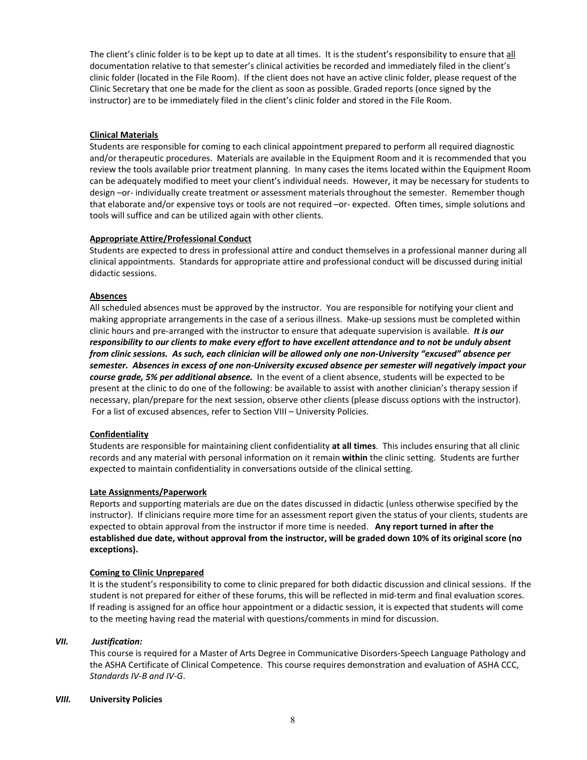The client's clinic folder is to be kept up to date at all times. It is the student's responsibility to ensure that <u>all</u> documentation relative to that semester's clinical activities be recorded and immediately filed in the client's clinic folder (located in the File Room). If the client does not have an active clinic folder, please request of the Clinic Secretary that one be made for the client as soon as possible. Graded reports (once signed by the instructor) are to be immediately filed in the client's clinic folder and stored in the File Room.

**<u>Clinical Materials</u>**
Students are responsible for coming to each clinical appointment prepared to perform all required diagnostic and/or therapeutic procedures. Materials are available in the Equipment Room and it is recommended that you review the tools available prior treatment planning. In many cases the items located within the Equipment Room can be adequately modified to meet your client's individual needs. However, it may be necessary for students to design –or- individually create treatment or assessment materials throughout the semester. Remember though that elaborate and/or expensive toys or tools are not required –or- expected. Often times, simple solutions and tools will suffice and can be utilized again with other clients.

**<u>Appropriate Attire/Professional Conduct</u>**
Students are expected to dress in professional attire and conduct themselves in a professional manner during all clinical appointments. Standards for appropriate attire and professional conduct will be discussed during initial didactic sessions.

**<u>Absences</u>**
All scheduled absences must be approved by the instructor. You are responsible for notifying your client and making appropriate arrangements in the case of a serious illness. Make-up sessions must be completed within clinic hours and pre-arranged with the instructor to ensure that adequate supervision is available. ***It is our responsibility to our clients to make every effort to have excellent attendance and to not be unduly absent from clinic sessions. As such, each clinician will be allowed only one non-University "excused" absence per semester. Absences in excess of one non-University excused absence per semester will negatively impact your course grade, 5% per additional absence.*** In the event of a client absence, students will be expected to be present at the clinic to do one of the following: be available to assist with another clinician's therapy session if necessary, plan/prepare for the next session, observe other clients (please discuss options with the instructor). For a list of excused absences, refer to Section VIII – University Policies.

**<u>Confidentiality</u>**
Students are responsible for maintaining client confidentiality **at all times**. This includes ensuring that all clinic records and any material with personal information on it remain **within** the clinic setting. Students are further expected to maintain confidentiality in conversations outside of the clinical setting.

**<u>Late Assignments/Paperwork</u>**
Reports and supporting materials are due on the dates discussed in didactic (unless otherwise specified by the instructor). If clinicians require more time for an assessment report given the status of your clients, students are expected to obtain approval from the instructor if more time is needed. **Any report turned in after the established due date, without approval from the instructor, will be graded down 10% of its original score (no exceptions).**

**<u>Coming to Clinic Unprepared</u>**
It is the student's responsibility to come to clinic prepared for both didactic discussion and clinical sessions. If the student is not prepared for either of these forums, this will be reflected in mid-term and final evaluation scores. If reading is assigned for an office hour appointment or a didactic session, it is expected that students will come to the meeting having read the material with questions/comments in mind for discussion.

## *VII. Justification:*

This course is required for a Master of Arts Degree in Communicative Disorders-Speech Language Pathology and the ASHA Certificate of Clinical Competence. This course requires demonstration and evaluation of ASHA CCC, *Standards IV-B and IV-G*.

## *VIII.* **University Policies**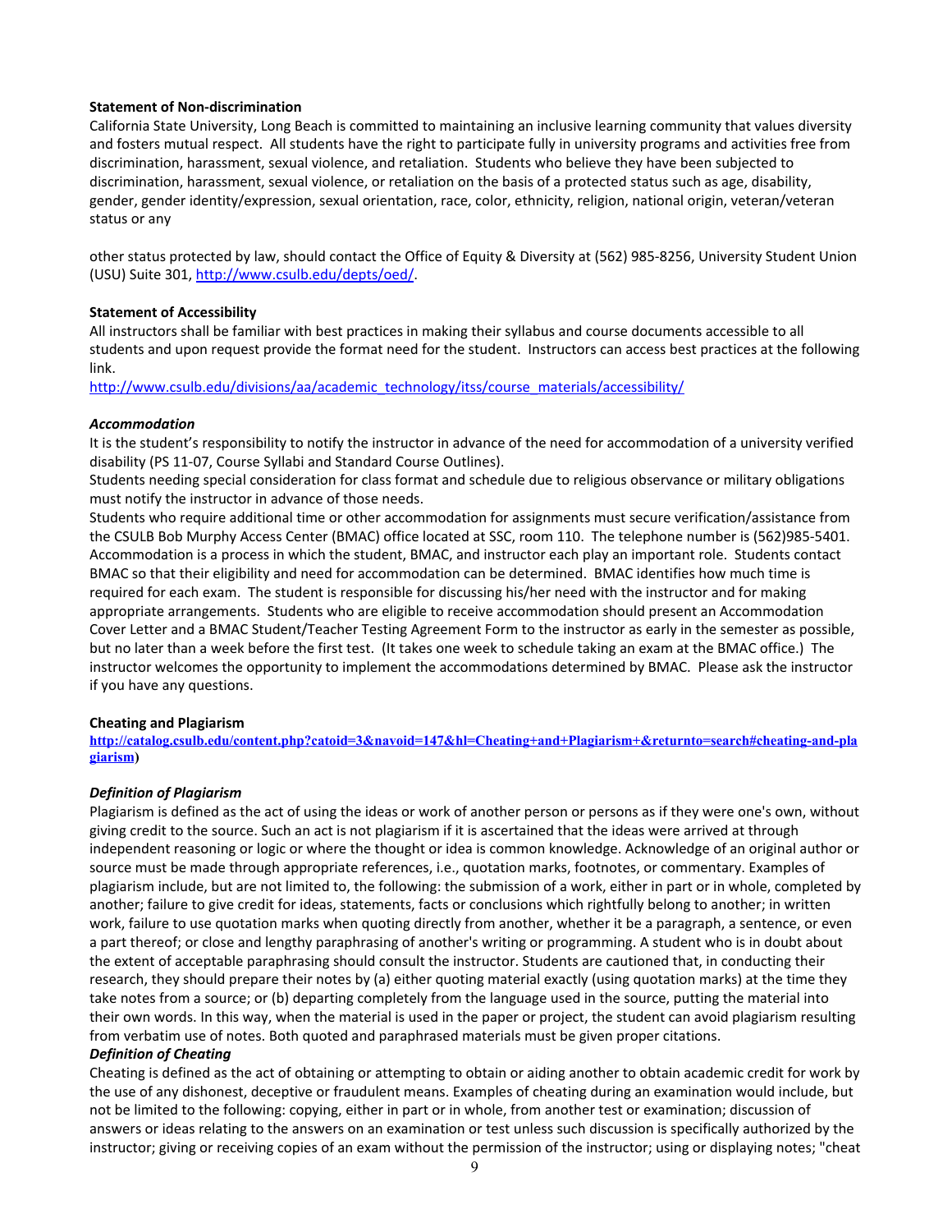**Statement of Non-discrimination**

California State University, Long Beach is committed to maintaining an inclusive learning community that values diversity and fosters mutual respect. All students have the right to participate fully in university programs and activities free from discrimination, harassment, sexual violence, and retaliation. Students who believe they have been subjected to discrimination, harassment, sexual violence, or retaliation on the basis of a protected status such as age, disability, gender, gender identity/expression, sexual orientation, race, color, ethnicity, religion, national origin, veteran/veteran status or any

other status protected by law, should contact the Office of Equity & Diversity at (562) 985-8256, University Student Union (USU) Suite 301, http://www.csulb.edu/depts/oed/.

**Statement of Accessibility**

All instructors shall be familiar with best practices in making their syllabus and course documents accessible to all students and upon request provide the format need for the student. Instructors can access best practices at the following link.

http://www.csulb.edu/divisions/aa/academic_technology/itss/course_materials/accessibility/

***Accommodation***

It is the student's responsibility to notify the instructor in advance of the need for accommodation of a university verified disability (PS 11-07, Course Syllabi and Standard Course Outlines).

Students needing special consideration for class format and schedule due to religious observance or military obligations must notify the instructor in advance of those needs.

Students who require additional time or other accommodation for assignments must secure verification/assistance from the CSULB Bob Murphy Access Center (BMAC) office located at SSC, room 110. The telephone number is (562)985-5401. Accommodation is a process in which the student, BMAC, and instructor each play an important role. Students contact BMAC so that their eligibility and need for accommodation can be determined. BMAC identifies how much time is required for each exam. The student is responsible for discussing his/her need with the instructor and for making appropriate arrangements. Students who are eligible to receive accommodation should present an Accommodation Cover Letter and a BMAC Student/Teacher Testing Agreement Form to the instructor as early in the semester as possible, but no later than a week before the first test. (It takes one week to schedule taking an exam at the BMAC office.) The instructor welcomes the opportunity to implement the accommodations determined by BMAC. Please ask the instructor if you have any questions.

**Cheating and Plagiarism**

**http://catalog.csulb.edu/content.php?catoid=3&navoid=147&hl=Cheating+and+Plagiarism+&returnto=search#cheating-and-plagiarism)**

***Definition of Plagiarism***

Plagiarism is defined as the act of using the ideas or work of another person or persons as if they were one's own, without giving credit to the source. Such an act is not plagiarism if it is ascertained that the ideas were arrived at through independent reasoning or logic or where the thought or idea is common knowledge. Acknowledge of an original author or source must be made through appropriate references, i.e., quotation marks, footnotes, or commentary. Examples of plagiarism include, but are not limited to, the following: the submission of a work, either in part or in whole, completed by another; failure to give credit for ideas, statements, facts or conclusions which rightfully belong to another; in written work, failure to use quotation marks when quoting directly from another, whether it be a paragraph, a sentence, or even a part thereof; or close and lengthy paraphrasing of another's writing or programming. A student who is in doubt about the extent of acceptable paraphrasing should consult the instructor. Students are cautioned that, in conducting their research, they should prepare their notes by (a) either quoting material exactly (using quotation marks) at the time they take notes from a source; or (b) departing completely from the language used in the source, putting the material into their own words. In this way, when the material is used in the paper or project, the student can avoid plagiarism resulting from verbatim use of notes. Both quoted and paraphrased materials must be given proper citations.

***Definition of Cheating***

Cheating is defined as the act of obtaining or attempting to obtain or aiding another to obtain academic credit for work by the use of any dishonest, deceptive or fraudulent means. Examples of cheating during an examination would include, but not be limited to the following: copying, either in part or in whole, from another test or examination; discussion of answers or ideas relating to the answers on an examination or test unless such discussion is specifically authorized by the instructor; giving or receiving copies of an exam without the permission of the instructor; using or displaying notes; "cheat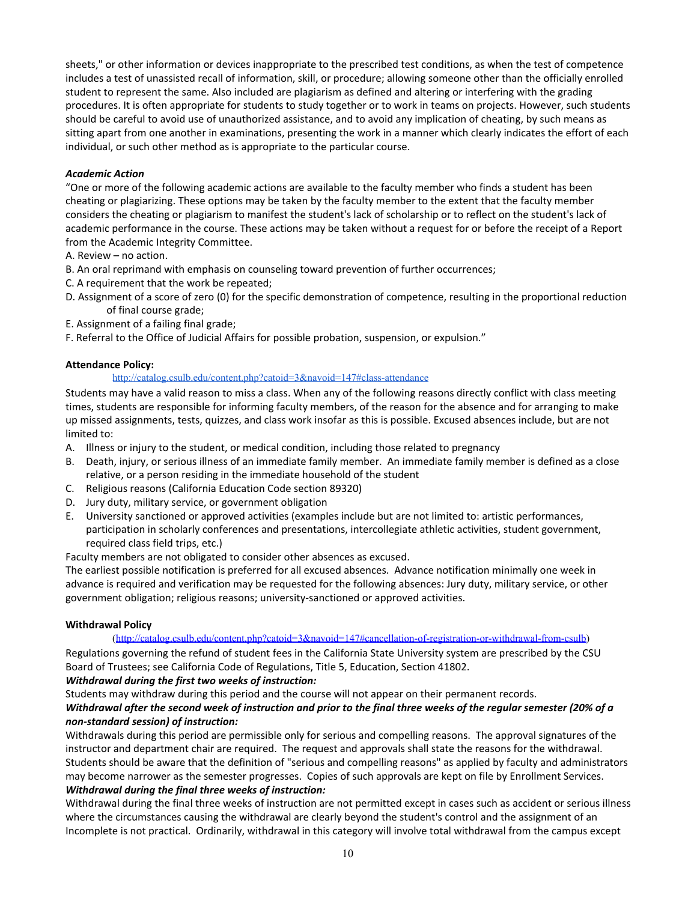sheets," or other information or devices inappropriate to the prescribed test conditions, as when the test of competence includes a test of unassisted recall of information, skill, or procedure; allowing someone other than the officially enrolled student to represent the same. Also included are plagiarism as defined and altering or interfering with the grading procedures. It is often appropriate for students to study together or to work in teams on projects. However, such students should be careful to avoid use of unauthorized assistance, and to avoid any implication of cheating, by such means as sitting apart from one another in examinations, presenting the work in a manner which clearly indicates the effort of each individual, or such other method as is appropriate to the particular course.

***Academic Action***

"One or more of the following academic actions are available to the faculty member who finds a student has been cheating or plagiarizing. These options may be taken by the faculty member to the extent that the faculty member considers the cheating or plagiarism to manifest the student's lack of scholarship or to reflect on the student's lack of academic performance in the course. These actions may be taken without a request for or before the receipt of a Report from the Academic Integrity Committee.

A. Review – no action.
B. An oral reprimand with emphasis on counseling toward prevention of further occurrences;
C. A requirement that the work be repeated;
D. Assignment of a score of zero (0) for the specific demonstration of competence, resulting in the proportional reduction of final course grade;
E. Assignment of a failing final grade;
F. Referral to the Office of Judicial Affairs for possible probation, suspension, or expulsion."

**Attendance Policy:**

http://catalog.csulb.edu/content.php?catoid=3&navoid=147#class-attendance

Students may have a valid reason to miss a class. When any of the following reasons directly conflict with class meeting times, students are responsible for informing faculty members, of the reason for the absence and for arranging to make up missed assignments, tests, quizzes, and class work insofar as this is possible. Excused absences include, but are not limited to:

A. Illness or injury to the student, or medical condition, including those related to pregnancy
B. Death, injury, or serious illness of an immediate family member. An immediate family member is defined as a close relative, or a person residing in the immediate household of the student
C. Religious reasons (California Education Code section 89320)
D. Jury duty, military service, or government obligation
E. University sanctioned or approved activities (examples include but are not limited to: artistic performances, participation in scholarly conferences and presentations, intercollegiate athletic activities, student government, required class field trips, etc.)

Faculty members are not obligated to consider other absences as excused.

The earliest possible notification is preferred for all excused absences. Advance notification minimally one week in advance is required and verification may be requested for the following absences: Jury duty, military service, or other government obligation; religious reasons; university-sanctioned or approved activities.

**Withdrawal Policy**

(http://catalog.csulb.edu/content.php?catoid=3&navoid=147#cancellation-of-registration-or-withdrawal-from-csulb)

Regulations governing the refund of student fees in the California State University system are prescribed by the CSU Board of Trustees; see California Code of Regulations, Title 5, Education, Section 41802.

***Withdrawal during the first two weeks of instruction:***

Students may withdraw during this period and the course will not appear on their permanent records.

***Withdrawal after the second week of instruction and prior to the final three weeks of the regular semester (20% of a non-standard session) of instruction:***

Withdrawals during this period are permissible only for serious and compelling reasons. The approval signatures of the instructor and department chair are required. The request and approvals shall state the reasons for the withdrawal. Students should be aware that the definition of "serious and compelling reasons" as applied by faculty and administrators may become narrower as the semester progresses. Copies of such approvals are kept on file by Enrollment Services.

***Withdrawal during the final three weeks of instruction:***

Withdrawal during the final three weeks of instruction are not permitted except in cases such as accident or serious illness where the circumstances causing the withdrawal are clearly beyond the student's control and the assignment of an Incomplete is not practical. Ordinarily, withdrawal in this category will involve total withdrawal from the campus except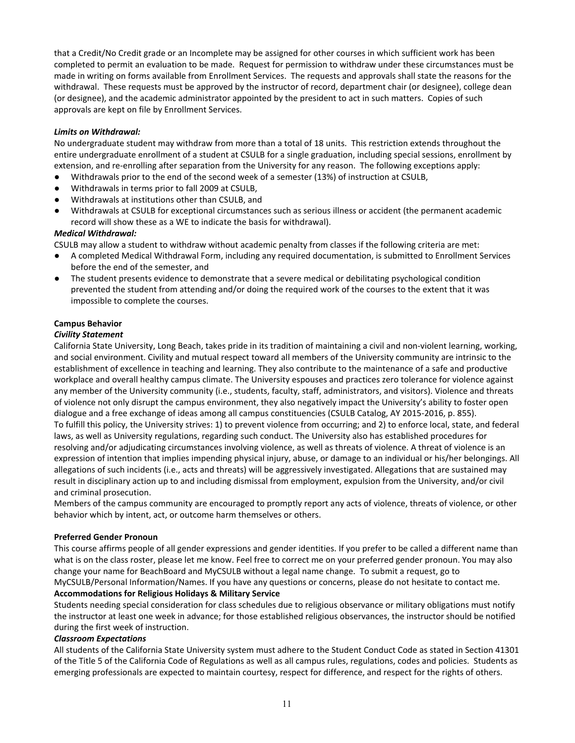that a Credit/No Credit grade or an Incomplete may be assigned for other courses in which sufficient work has been completed to permit an evaluation to be made. Request for permission to withdraw under these circumstances must be made in writing on forms available from Enrollment Services. The requests and approvals shall state the reasons for the withdrawal. These requests must be approved by the instructor of record, department chair (or designee), college dean (or designee), and the academic administrator appointed by the president to act in such matters. Copies of such approvals are kept on file by Enrollment Services.

***Limits on Withdrawal:***

No undergraduate student may withdraw from more than a total of 18 units. This restriction extends throughout the entire undergraduate enrollment of a student at CSULB for a single graduation, including special sessions, enrollment by extension, and re-enrolling after separation from the University for any reason. The following exceptions apply:

- Withdrawals prior to the end of the second week of a semester (13%) of instruction at CSULB,
- Withdrawals in terms prior to fall 2009 at CSULB,
- Withdrawals at institutions other than CSULB, and
- Withdrawals at CSULB for exceptional circumstances such as serious illness or accident (the permanent academic record will show these as a WE to indicate the basis for withdrawal).

***Medical Withdrawal:***

CSULB may allow a student to withdraw without academic penalty from classes if the following criteria are met:

- A completed Medical Withdrawal Form, including any required documentation, is submitted to Enrollment Services before the end of the semester, and
- The student presents evidence to demonstrate that a severe medical or debilitating psychological condition prevented the student from attending and/or doing the required work of the courses to the extent that it was impossible to complete the courses.

**Campus Behavior**

***Civility Statement***

California State University, Long Beach, takes pride in its tradition of maintaining a civil and non-violent learning, working, and social environment. Civility and mutual respect toward all members of the University community are intrinsic to the establishment of excellence in teaching and learning. They also contribute to the maintenance of a safe and productive workplace and overall healthy campus climate. The University espouses and practices zero tolerance for violence against any member of the University community (i.e., students, faculty, staff, administrators, and visitors). Violence and threats of violence not only disrupt the campus environment, they also negatively impact the University's ability to foster open dialogue and a free exchange of ideas among all campus constituencies (CSULB Catalog, AY 2015-2016, p. 855).

To fulfill this policy, the University strives: 1) to prevent violence from occurring; and 2) to enforce local, state, and federal laws, as well as University regulations, regarding such conduct. The University also has established procedures for resolving and/or adjudicating circumstances involving violence, as well as threats of violence. A threat of violence is an expression of intention that implies impending physical injury, abuse, or damage to an individual or his/her belongings. All allegations of such incidents (i.e., acts and threats) will be aggressively investigated. Allegations that are sustained may result in disciplinary action up to and including dismissal from employment, expulsion from the University, and/or civil and criminal prosecution.

Members of the campus community are encouraged to promptly report any acts of violence, threats of violence, or other behavior which by intent, act, or outcome harm themselves or others.

**Preferred Gender Pronoun**

This course affirms people of all gender expressions and gender identities. If you prefer to be called a different name than what is on the class roster, please let me know. Feel free to correct me on your preferred gender pronoun. You may also change your name for BeachBoard and MyCSULB without a legal name change. To submit a request, go to MyCSULB/Personal Information/Names. If you have any questions or concerns, please do not hesitate to contact me.

**Accommodations for Religious Holidays & Military Service**

Students needing special consideration for class schedules due to religious observance or military obligations must notify the instructor at least one week in advance; for those established religious observances, the instructor should be notified during the first week of instruction.

***Classroom Expectations***

All students of the California State University system must adhere to the Student Conduct Code as stated in Section 41301 of the Title 5 of the California Code of Regulations as well as all campus rules, regulations, codes and policies. Students as emerging professionals are expected to maintain courtesy, respect for difference, and respect for the rights of others.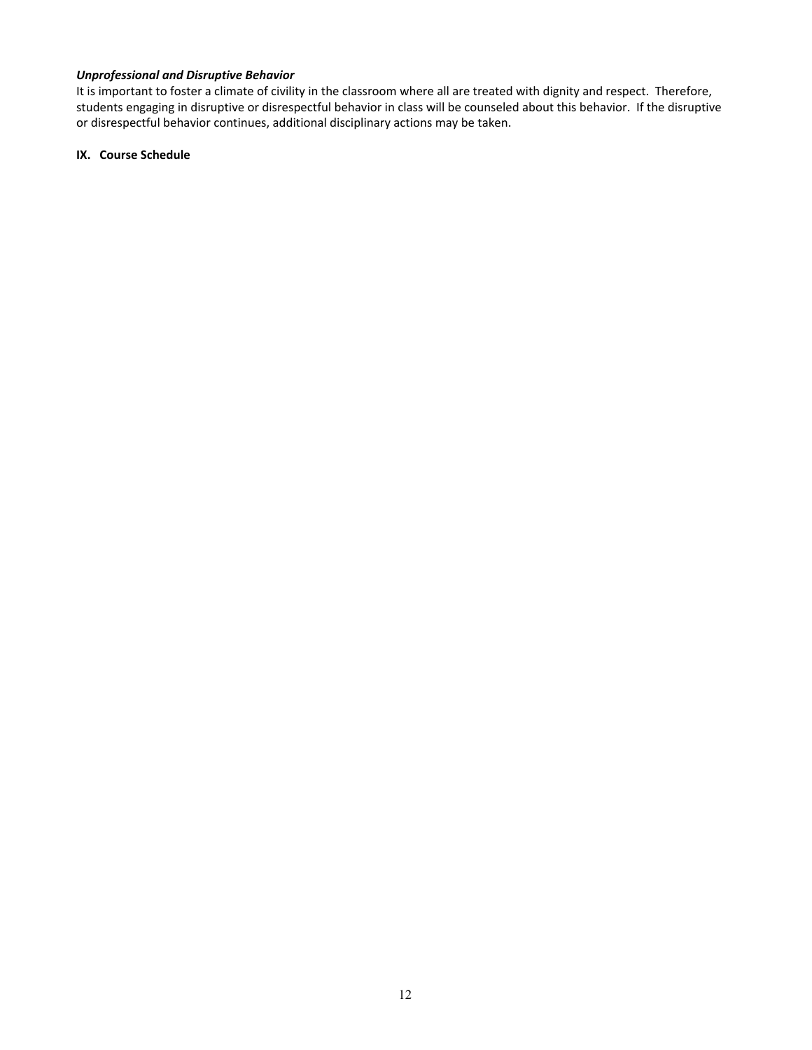***Unprofessional and Disruptive Behavior***
It is important to foster a climate of civility in the classroom where all are treated with dignity and respect. Therefore, students engaging in disruptive or disrespectful behavior in class will be counseled about this behavior. If the disruptive or disrespectful behavior continues, additional disciplinary actions may be taken.

## IX. Course Schedule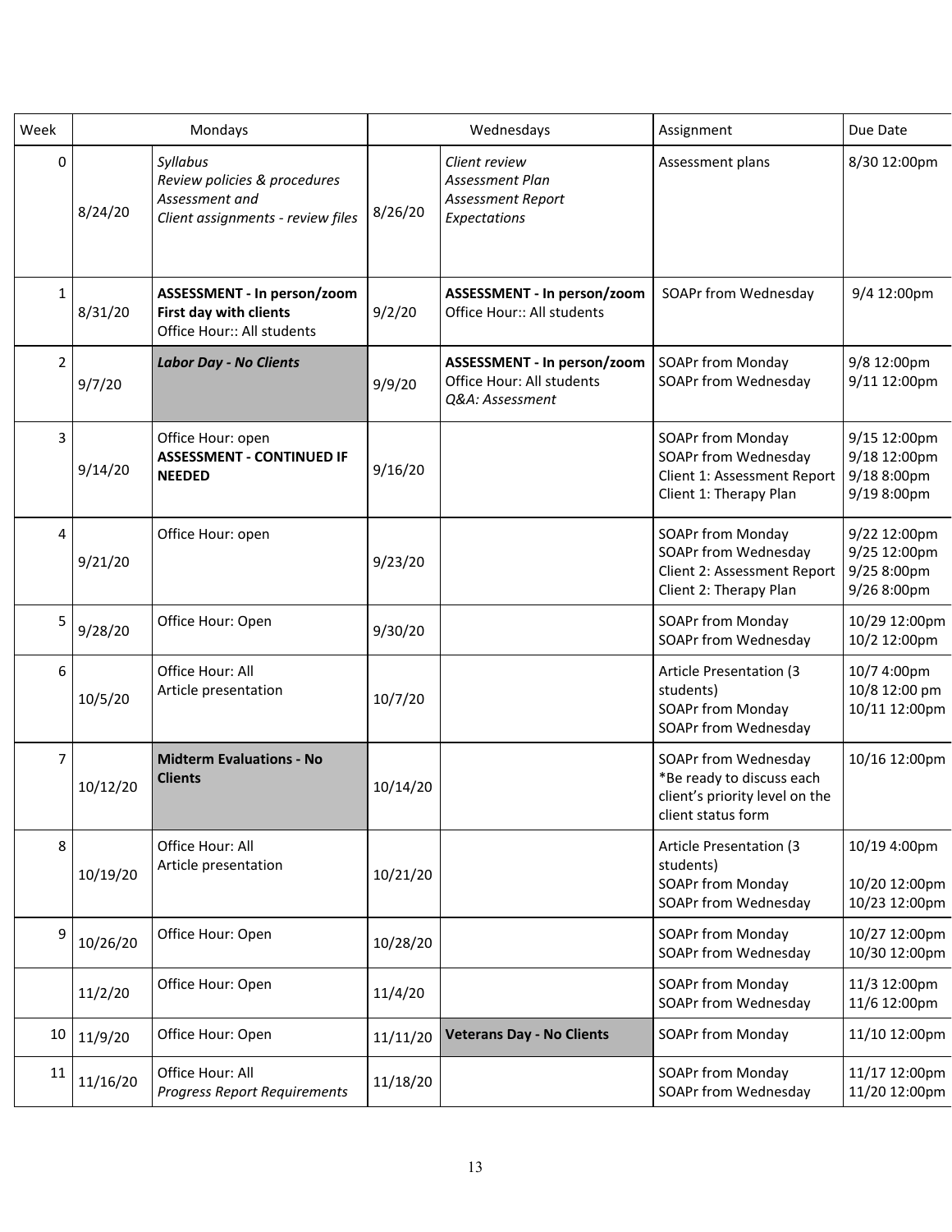| Week | Mondays | | Wednesdays | | Assignment | Due Date |
|---|---|---|---|---|---|---|
| 0 | 8/24/20 | *Syllabus*<br>*Review policies & procedures*<br>*Assessment and*<br>*Client assignments - review files* | 8/26/20 | *Client review*<br>*Assessment Plan*<br>*Assessment Report*<br>*Expectations* | Assessment plans | 8/30 12:00pm |
| 1 | 8/31/20 | **ASSESSMENT - In person/zoom**<br>**First day with clients**<br>Office Hour:: All students | 9/2/20 | **ASSESSMENT - In person/zoom**<br>Office Hour:: All students | SOAPr from Wednesday | 9/4 12:00pm |
| 2 | 9/7/20 | ***Labor Day - No Clients*** | 9/9/20 | **ASSESSMENT - In person/zoom**<br>Office Hour: All students<br>*Q&A: Assessment* | SOAPr from Monday<br>SOAPr from Wednesday | 9/8 12:00pm<br>9/11 12:00pm |
| 3 | 9/14/20 | Office Hour: open<br>**ASSESSMENT - CONTINUED IF NEEDED** | 9/16/20 | | SOAPr from Monday<br>SOAPr from Wednesday<br>Client 1: Assessment Report<br>Client 1: Therapy Plan | 9/15 12:00pm<br>9/18 12:00pm<br>9/18 8:00pm<br>9/19 8:00pm |
| 4 | 9/21/20 | Office Hour: open | 9/23/20 | | SOAPr from Monday<br>SOAPr from Wednesday<br>Client 2: Assessment Report<br>Client 2: Therapy Plan | 9/22 12:00pm<br>9/25 12:00pm<br>9/25 8:00pm<br>9/26 8:00pm |
| 5 | 9/28/20 | Office Hour: Open | 9/30/20 | | SOAPr from Monday<br>SOAPr from Wednesday | 10/29 12:00pm<br>10/2 12:00pm |
| 6 | 10/5/20 | Office Hour: All<br>Article presentation | 10/7/20 | | Article Presentation (3 students)<br>SOAPr from Monday<br>SOAPr from Wednesday | 10/7 4:00pm<br>10/8 12:00 pm<br>10/11 12:00pm |
| 7 | 10/12/20 | **Midterm Evaluations - No Clients** | 10/14/20 | | SOAPr from Wednesday<br>*Be ready to discuss each client's priority level on the client status form | 10/16 12:00pm |
| 8 | 10/19/20 | Office Hour: All<br>Article presentation | 10/21/20 | | Article Presentation (3 students)<br>SOAPr from Monday<br>SOAPr from Wednesday | 10/19 4:00pm<br>10/20 12:00pm<br>10/23 12:00pm |
| 9 | 10/26/20 | Office Hour: Open | 10/28/20 | | SOAPr from Monday<br>SOAPr from Wednesday | 10/27 12:00pm<br>10/30 12:00pm |
| | 11/2/20 | Office Hour: Open | 11/4/20 | | SOAPr from Monday<br>SOAPr from Wednesday | 11/3 12:00pm<br>11/6 12:00pm |
| 10 | 11/9/20 | Office Hour: Open | 11/11/20 | **Veterans Day - No Clients** | SOAPr from Monday | 11/10 12:00pm |
| 11 | 11/16/20 | Office Hour: All<br>*Progress Report Requirements* | 11/18/20 | | SOAPr from Monday<br>SOAPr from Wednesday | 11/17 12:00pm<br>11/20 12:00pm |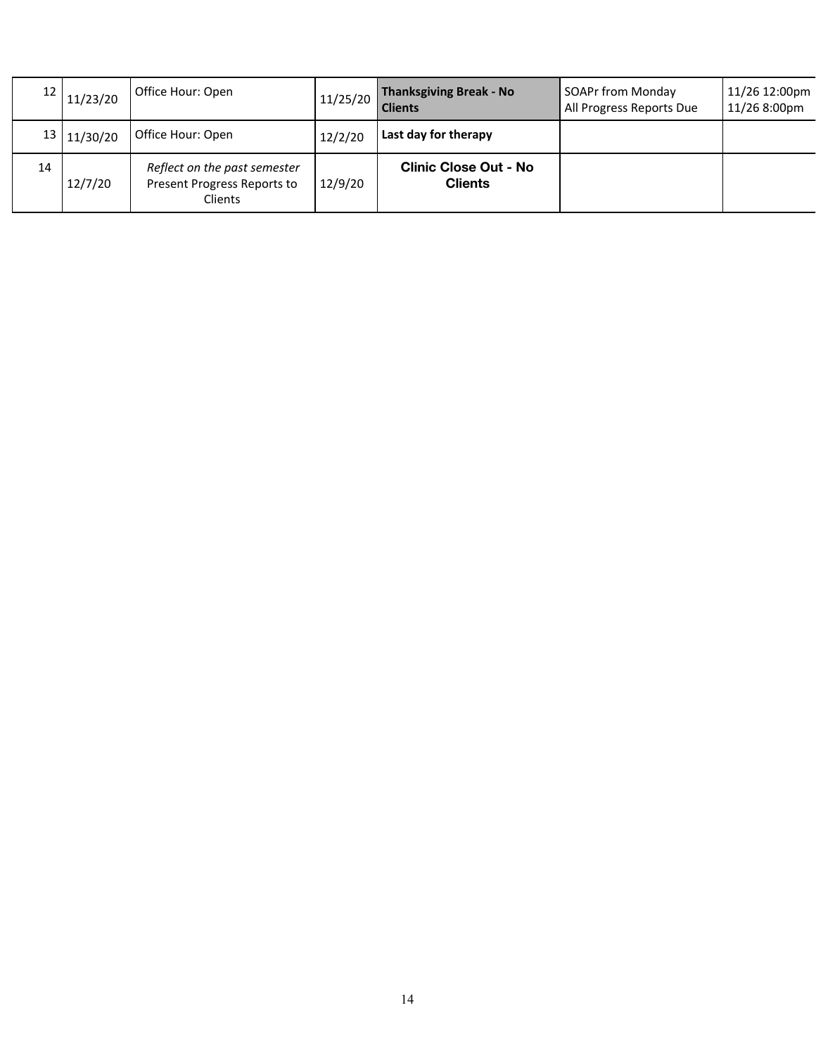| | | | | | | |
|---|---|---|---|---|---|---|
| 12 | 11/23/20 | Office Hour: Open | 11/25/20 | **Thanksgiving Break - No Clients** | SOAPr from Monday<br>All Progress Reports Due | 11/26 12:00pm<br>11/26 8:00pm |
| 13 | 11/30/20 | Office Hour: Open | 12/2/20 | **Last day for therapy** | | |
| 14 | 12/7/20 | *Reflect on the past semester*<br>Present Progress Reports to Clients | 12/9/20 | **Clinic Close Out - No Clients** | | |